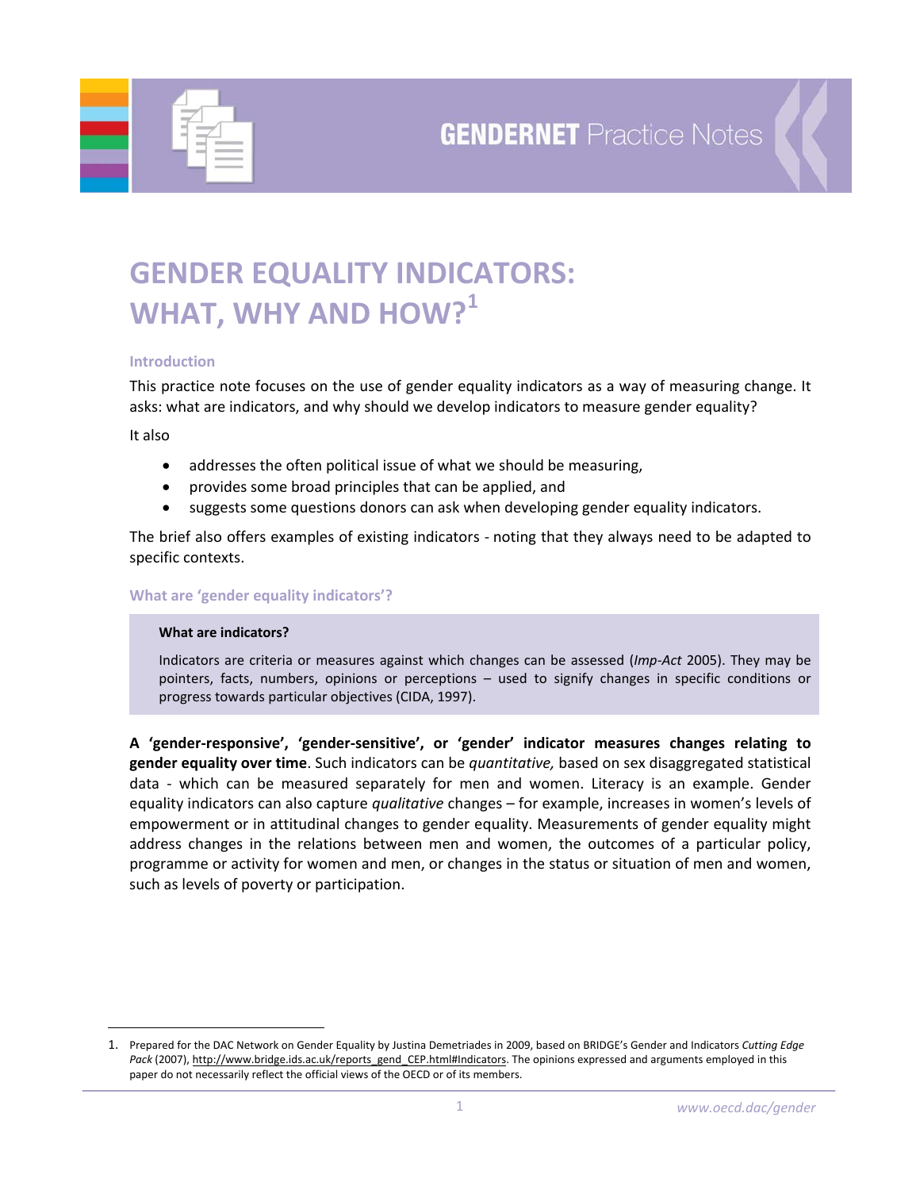GENDERNET Practice Notes

# GENDER EQUALITY INDICATORS: WHAT, WHY AND HOW?[1]

## Introduction

This practice note focuses on the use of gender equality indicators as a way of measuring change. It asks: what are indicators, and why should we develop indicators to measure gender equality?

It also

- addresses the often political issue of what we should be measuring,
- provides some broad principles that can be applied, and
- suggests some questions donors can ask when developing gender equality indicators.

The brief also offers examples of existing indicators - noting that they always need to be adapted to specific contexts.

## What are 'gender equality indicators'?

**What are indicators?**

Indicators are criteria or measures against which changes can be assessed (*Imp-Act* 2005). They may be pointers, facts, numbers, opinions or perceptions – used to signify changes in specific conditions or progress towards particular objectives (CIDA, 1997).

**A 'gender-responsive', 'gender-sensitive', or 'gender' indicator measures changes relating to gender equality over time**. Such indicators can be *quantitative,* based on sex disaggregated statistical data - which can be measured separately for men and women. Literacy is an example. Gender equality indicators can also capture *qualitative* changes – for example, increases in women's levels of empowerment or in attitudinal changes to gender equality. Measurements of gender equality might address changes in the relations between men and women, the outcomes of a particular policy, programme or activity for women and men, or changes in the status or situation of men and women, such as levels of poverty or participation.

---

1. Prepared for the DAC Network on Gender Equality by Justina Demetriades in 2009, based on BRIDGE's Gender and Indicators *Cutting Edge Pack* (2007), http://www.bridge.ids.ac.uk/reports_gend_CEP.html#Indicators. The opinions expressed and arguments employed in this paper do not necessarily reflect the official views of the OECD or of its members.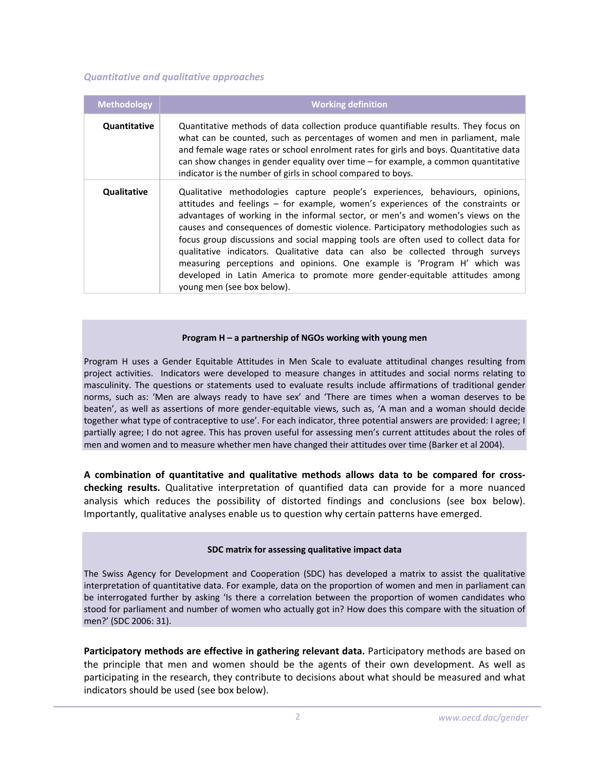*Quantitative and qualitative approaches*

| Methodology | Working definition |
|---|---|
| **Quantitative** | Quantitative methods of data collection produce quantifiable results. They focus on what can be counted, such as percentages of women and men in parliament, male and female wage rates or school enrolment rates for girls and boys. Quantitative data can show changes in gender equality over time – for example, a common quantitative indicator is the number of girls in school compared to boys. |
| **Qualitative** | Qualitative methodologies capture people's experiences, behaviours, opinions, attitudes and feelings – for example, women's experiences of the constraints or advantages of working in the informal sector, or men's and women's views on the causes and consequences of domestic violence. Participatory methodologies such as focus group discussions and social mapping tools are often used to collect data for qualitative indicators. Qualitative data can also be collected through surveys measuring perceptions and opinions. One example is 'Program H' which was developed in Latin America to promote more gender-equitable attitudes among young men (see box below). |

**Program H – a partnership of NGOs working with young men**

Program H uses a Gender Equitable Attitudes in Men Scale to evaluate attitudinal changes resulting from project activities. Indicators were developed to measure changes in attitudes and social norms relating to masculinity. The questions or statements used to evaluate results include affirmations of traditional gender norms, such as: 'Men are always ready to have sex' and 'There are times when a woman deserves to be beaten', as well as assertions of more gender-equitable views, such as, 'A man and a woman should decide together what type of contraceptive to use'. For each indicator, three potential answers are provided: I agree; I partially agree; I do not agree. This has proven useful for assessing men's current attitudes about the roles of men and women and to measure whether men have changed their attitudes over time (Barker et al 2004).

**A combination of quantitative and qualitative methods allows data to be compared for cross-checking results.** Qualitative interpretation of quantified data can provide for a more nuanced analysis which reduces the possibility of distorted findings and conclusions (see box below). Importantly, qualitative analyses enable us to question why certain patterns have emerged.

**SDC matrix for assessing qualitative impact data**

The Swiss Agency for Development and Cooperation (SDC) has developed a matrix to assist the qualitative interpretation of quantitative data. For example, data on the proportion of women and men in parliament can be interrogated further by asking 'Is there a correlation between the proportion of women candidates who stood for parliament and number of women who actually got in? How does this compare with the situation of men?' (SDC 2006: 31).

**Participatory methods are effective in gathering relevant data.** Participatory methods are based on the principle that men and women should be the agents of their own development. As well as participating in the research, they contribute to decisions about what should be measured and what indicators should be used (see box below).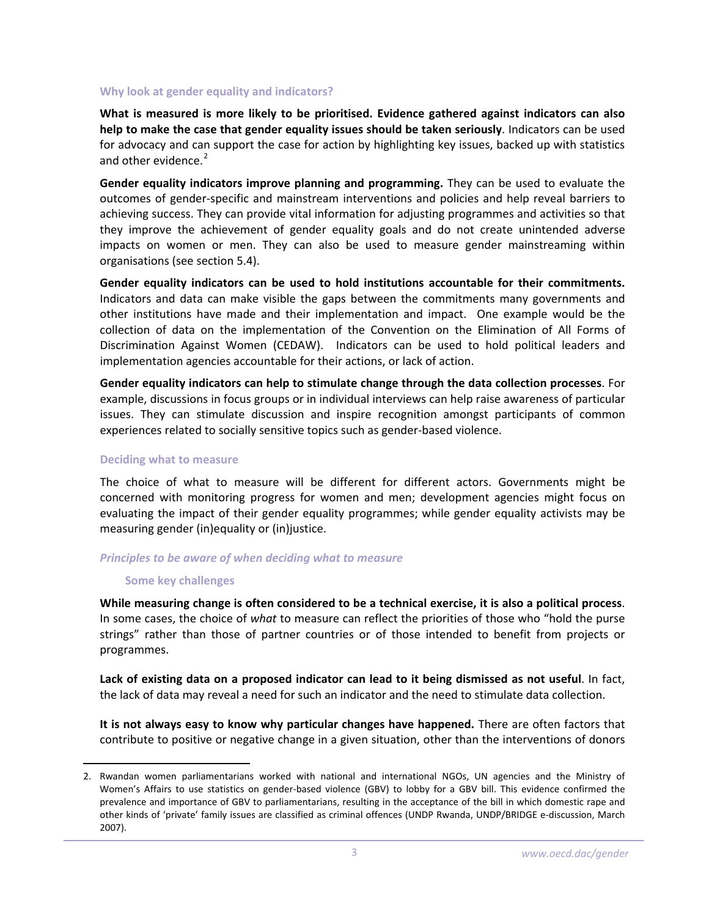### Why look at gender equality and indicators?

**What is measured is more likely to be prioritised. Evidence gathered against indicators can also help to make the case that gender equality issues should be taken seriously**. Indicators can be used for advocacy and can support the case for action by highlighting key issues, backed up with statistics and other evidence.[2]

**Gender equality indicators improve planning and programming.** They can be used to evaluate the outcomes of gender-specific and mainstream interventions and policies and help reveal barriers to achieving success. They can provide vital information for adjusting programmes and activities so that they improve the achievement of gender equality goals and do not create unintended adverse impacts on women or men. They can also be used to measure gender mainstreaming within organisations (see section 5.4).

**Gender equality indicators can be used to hold institutions accountable for their commitments.** Indicators and data can make visible the gaps between the commitments many governments and other institutions have made and their implementation and impact. One example would be the collection of data on the implementation of the Convention on the Elimination of All Forms of Discrimination Against Women (CEDAW). Indicators can be used to hold political leaders and implementation agencies accountable for their actions, or lack of action.

**Gender equality indicators can help to stimulate change through the data collection processes**. For example, discussions in focus groups or in individual interviews can help raise awareness of particular issues. They can stimulate discussion and inspire recognition amongst participants of common experiences related to socially sensitive topics such as gender-based violence.

### Deciding what to measure

The choice of what to measure will be different for different actors. Governments might be concerned with monitoring progress for women and men; development agencies might focus on evaluating the impact of their gender equality programmes; while gender equality activists may be measuring gender (in)equality or (in)justice.

#### *Principles to be aware of when deciding what to measure*

##### Some key challenges

**While measuring change is often considered to be a technical exercise, it is also a political process**. In some cases, the choice of *what* to measure can reflect the priorities of those who "hold the purse strings" rather than those of partner countries or of those intended to benefit from projects or programmes.

**Lack of existing data on a proposed indicator can lead to it being dismissed as not useful**. In fact, the lack of data may reveal a need for such an indicator and the need to stimulate data collection.

**It is not always easy to know why particular changes have happened.** There are often factors that contribute to positive or negative change in a given situation, other than the interventions of donors

---

2. Rwandan women parliamentarians worked with national and international NGOs, UN agencies and the Ministry of Women's Affairs to use statistics on gender-based violence (GBV) to lobby for a GBV bill. This evidence confirmed the prevalence and importance of GBV to parliamentarians, resulting in the acceptance of the bill in which domestic rape and other kinds of 'private' family issues are classified as criminal offences (UNDP Rwanda, UNDP/BRIDGE e-discussion, March 2007).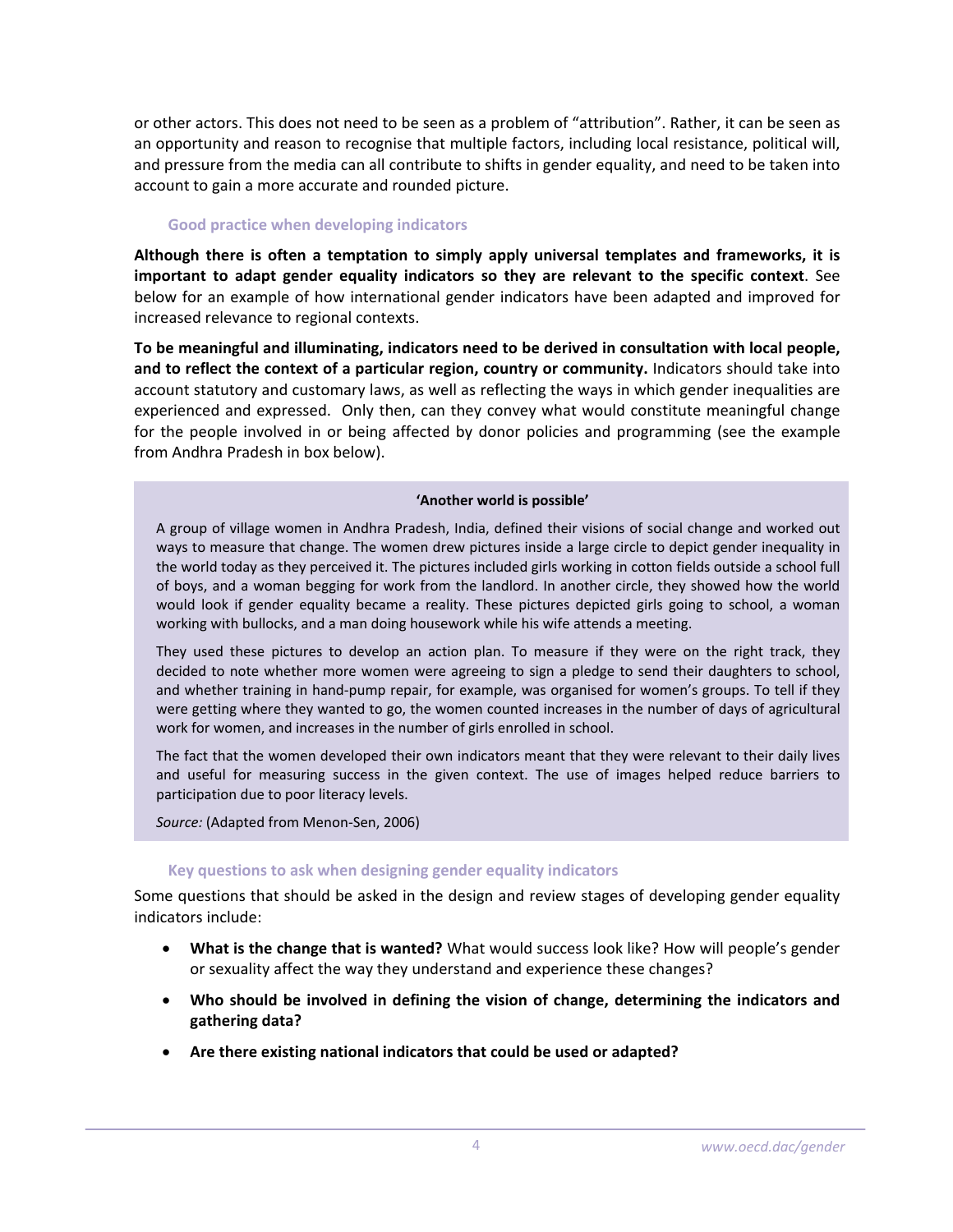or other actors. This does not need to be seen as a problem of "attribution". Rather, it can be seen as an opportunity and reason to recognise that multiple factors, including local resistance, political will, and pressure from the media can all contribute to shifts in gender equality, and need to be taken into account to gain a more accurate and rounded picture.

### Good practice when developing indicators

**Although there is often a temptation to simply apply universal templates and frameworks, it is important to adapt gender equality indicators so they are relevant to the specific context**. See below for an example of how international gender indicators have been adapted and improved for increased relevance to regional contexts.

**To be meaningful and illuminating, indicators need to be derived in consultation with local people, and to reflect the context of a particular region, country or community.** Indicators should take into account statutory and customary laws, as well as reflecting the ways in which gender inequalities are experienced and expressed. Only then, can they convey what would constitute meaningful change for the people involved in or being affected by donor policies and programming (see the example from Andhra Pradesh in box below).

> **'Another world is possible'**
>
> A group of village women in Andhra Pradesh, India, defined their visions of social change and worked out ways to measure that change. The women drew pictures inside a large circle to depict gender inequality in the world today as they perceived it. The pictures included girls working in cotton fields outside a school full of boys, and a woman begging for work from the landlord. In another circle, they showed how the world would look if gender equality became a reality. These pictures depicted girls going to school, a woman working with bullocks, and a man doing housework while his wife attends a meeting.
>
> They used these pictures to develop an action plan. To measure if they were on the right track, they decided to note whether more women were agreeing to sign a pledge to send their daughters to school, and whether training in hand-pump repair, for example, was organised for women's groups. To tell if they were getting where they wanted to go, the women counted increases in the number of days of agricultural work for women, and increases in the number of girls enrolled in school.
>
> The fact that the women developed their own indicators meant that they were relevant to their daily lives and useful for measuring success in the given context. The use of images helped reduce barriers to participation due to poor literacy levels.
>
> *Source:* (Adapted from Menon-Sen, 2006)

### Key questions to ask when designing gender equality indicators

Some questions that should be asked in the design and review stages of developing gender equality indicators include:

- **What is the change that is wanted?** What would success look like? How will people's gender or sexuality affect the way they understand and experience these changes?
- **Who should be involved in defining the vision of change, determining the indicators and gathering data?**
- **Are there existing national indicators that could be used or adapted?**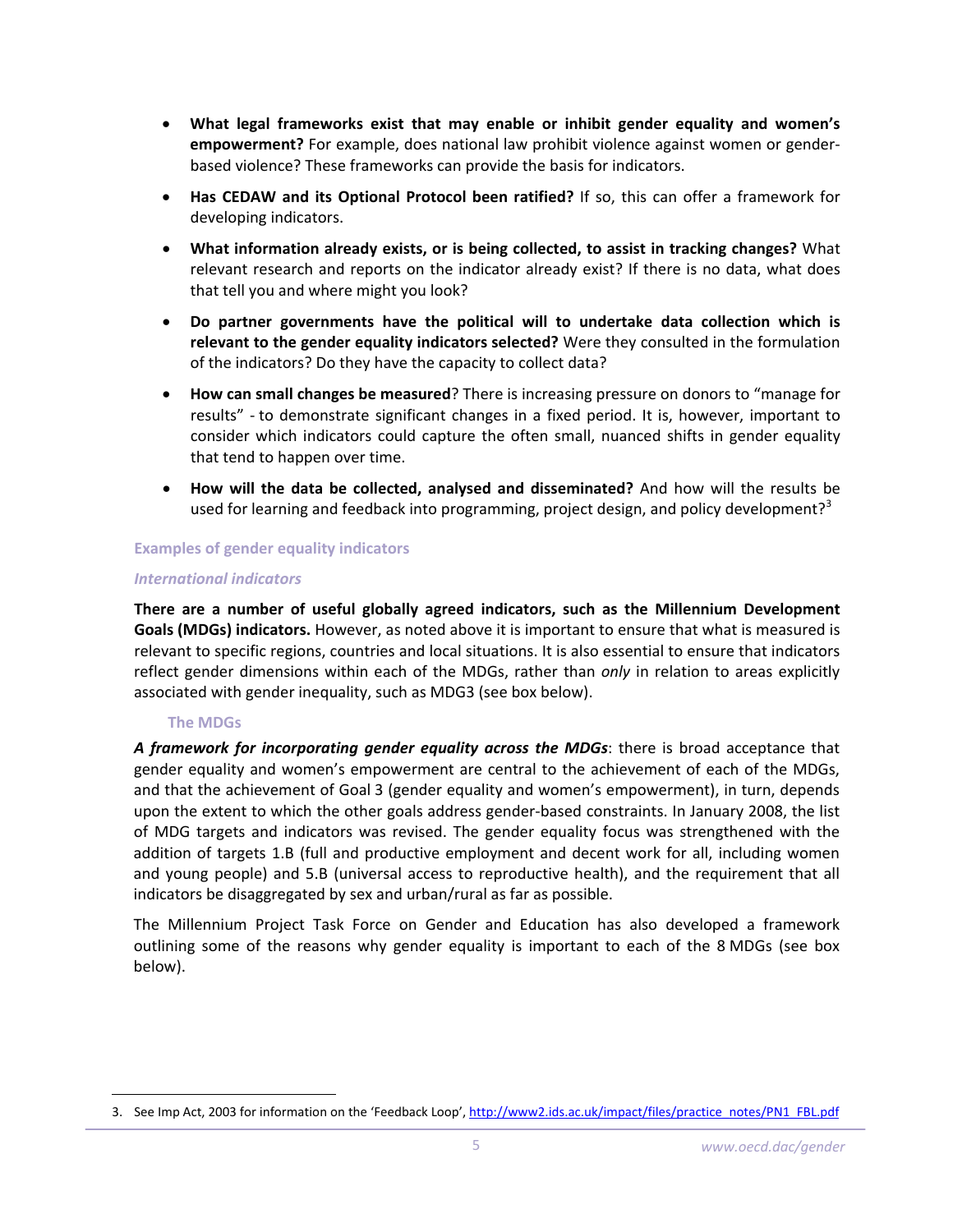- **What legal frameworks exist that may enable or inhibit gender equality and women's empowerment?** For example, does national law prohibit violence against women or gender-based violence? These frameworks can provide the basis for indicators.
- **Has CEDAW and its Optional Protocol been ratified?** If so, this can offer a framework for developing indicators.
- **What information already exists, or is being collected, to assist in tracking changes?** What relevant research and reports on the indicator already exist? If there is no data, what does that tell you and where might you look?
- **Do partner governments have the political will to undertake data collection which is relevant to the gender equality indicators selected?** Were they consulted in the formulation of the indicators? Do they have the capacity to collect data?
- **How can small changes be measured**? There is increasing pressure on donors to "manage for results" - to demonstrate significant changes in a fixed period. It is, however, important to consider which indicators could capture the often small, nuanced shifts in gender equality that tend to happen over time.
- **How will the data be collected, analysed and disseminated?** And how will the results be used for learning and feedback into programming, project design, and policy development?[3]

## Examples of gender equality indicators

### *International indicators*

**There are a number of useful globally agreed indicators, such as the Millennium Development Goals (MDGs) indicators.** However, as noted above it is important to ensure that what is measured is relevant to specific regions, countries and local situations. It is also essential to ensure that indicators reflect gender dimensions within each of the MDGs, rather than *only* in relation to areas explicitly associated with gender inequality, such as MDG3 (see box below).

#### The MDGs

***A framework for incorporating gender equality across the MDGs***: there is broad acceptance that gender equality and women's empowerment are central to the achievement of each of the MDGs, and that the achievement of Goal 3 (gender equality and women's empowerment), in turn, depends upon the extent to which the other goals address gender-based constraints. In January 2008, the list of MDG targets and indicators was revised. The gender equality focus was strengthened with the addition of targets 1.B (full and productive employment and decent work for all, including women and young people) and 5.B (universal access to reproductive health), and the requirement that all indicators be disaggregated by sex and urban/rural as far as possible.

The Millennium Project Task Force on Gender and Education has also developed a framework outlining some of the reasons why gender equality is important to each of the 8 MDGs (see box below).

---

3. See Imp Act, 2003 for information on the 'Feedback Loop', http://www2.ids.ac.uk/impact/files/practice_notes/PN1_FBL.pdf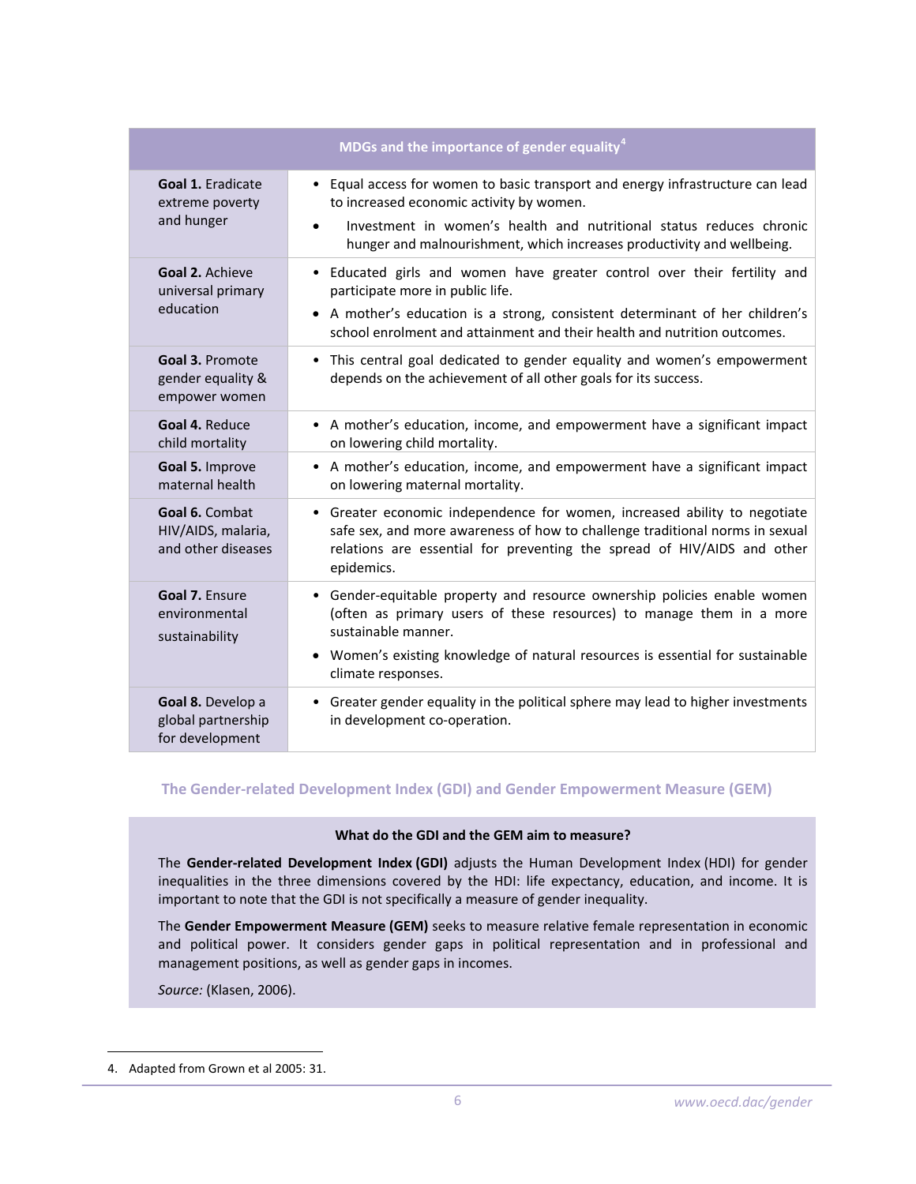| MDGs and the importance of gender equality[4] | |
|---|---|
| **Goal 1.** Eradicate extreme poverty and hunger | • Equal access for women to basic transport and energy infrastructure can lead to increased economic activity by women. <br> • Investment in women's health and nutritional status reduces chronic hunger and malnourishment, which increases productivity and wellbeing. |
| **Goal 2.** Achieve universal primary education | • Educated girls and women have greater control over their fertility and participate more in public life. <br> • A mother's education is a strong, consistent determinant of her children's school enrolment and attainment and their health and nutrition outcomes. |
| **Goal 3.** Promote gender equality & empower women | • This central goal dedicated to gender equality and women's empowerment depends on the achievement of all other goals for its success. |
| **Goal 4.** Reduce child mortality | • A mother's education, income, and empowerment have a significant impact on lowering child mortality. |
| **Goal 5.** Improve maternal health | • A mother's education, income, and empowerment have a significant impact on lowering maternal mortality. |
| **Goal 6.** Combat HIV/AIDS, malaria, and other diseases | • Greater economic independence for women, increased ability to negotiate safe sex, and more awareness of how to challenge traditional norms in sexual relations are essential for preventing the spread of HIV/AIDS and other epidemics. |
| **Goal 7.** Ensure environmental sustainability | • Gender-equitable property and resource ownership policies enable women (often as primary users of these resources) to manage them in a more sustainable manner. <br> • Women's existing knowledge of natural resources is essential for sustainable climate responses. |
| **Goal 8.** Develop a global partnership for development | • Greater gender equality in the political sphere may lead to higher investments in development co-operation. |

## The Gender-related Development Index (GDI) and Gender Empowerment Measure (GEM)

**What do the GDI and the GEM aim to measure?**

The **Gender-related Development Index (GDI)** adjusts the Human Development Index (HDI) for gender inequalities in the three dimensions covered by the HDI: life expectancy, education, and income. It is important to note that the GDI is not specifically a measure of gender inequality.

The **Gender Empowerment Measure (GEM)** seeks to measure relative female representation in economic and political power. It considers gender gaps in political representation and in professional and management positions, as well as gender gaps in incomes.

*Source:* (Klasen, 2006).

4. Adapted from Grown et al 2005: 31.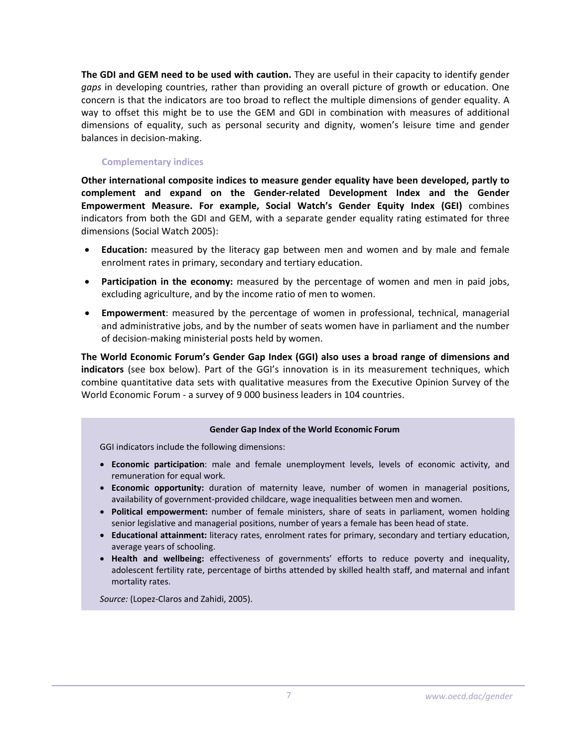**The GDI and GEM need to be used with caution.** They are useful in their capacity to identify gender *gaps* in developing countries, rather than providing an overall picture of growth or education. One concern is that the indicators are too broad to reflect the multiple dimensions of gender equality. A way to offset this might be to use the GEM and GDI in combination with measures of additional dimensions of equality, such as personal security and dignity, women's leisure time and gender balances in decision-making.

### Complementary indices

**Other international composite indices to measure gender equality have been developed, partly to complement and expand on the Gender-related Development Index and the Gender Empowerment Measure. For example, Social Watch's Gender Equity Index (GEI)** combines indicators from both the GDI and GEM, with a separate gender equality rating estimated for three dimensions (Social Watch 2005):

- **Education:** measured by the literacy gap between men and women and by male and female enrolment rates in primary, secondary and tertiary education.
- **Participation in the economy:** measured by the percentage of women and men in paid jobs, excluding agriculture, and by the income ratio of men to women.
- **Empowerment**: measured by the percentage of women in professional, technical, managerial and administrative jobs, and by the number of seats women have in parliament and the number of decision-making ministerial posts held by women.

**The World Economic Forum's Gender Gap Index (GGI) also uses a broad range of dimensions and indicators** (see box below). Part of the GGI's innovation is in its measurement techniques, which combine quantitative data sets with qualitative measures from the Executive Opinion Survey of the World Economic Forum - a survey of 9 000 business leaders in 104 countries.

**Gender Gap Index of the World Economic Forum**

GGI indicators include the following dimensions:

- **Economic participation**: male and female unemployment levels, levels of economic activity, and remuneration for equal work.
- **Economic opportunity:** duration of maternity leave, number of women in managerial positions, availability of government-provided childcare, wage inequalities between men and women.
- **Political empowerment:** number of female ministers, share of seats in parliament, women holding senior legislative and managerial positions, number of years a female has been head of state.
- **Educational attainment:** literacy rates, enrolment rates for primary, secondary and tertiary education, average years of schooling.
- **Health and wellbeing:** effectiveness of governments' efforts to reduce poverty and inequality, adolescent fertility rate, percentage of births attended by skilled health staff, and maternal and infant mortality rates.

*Source:* (Lopez-Claros and Zahidi, 2005).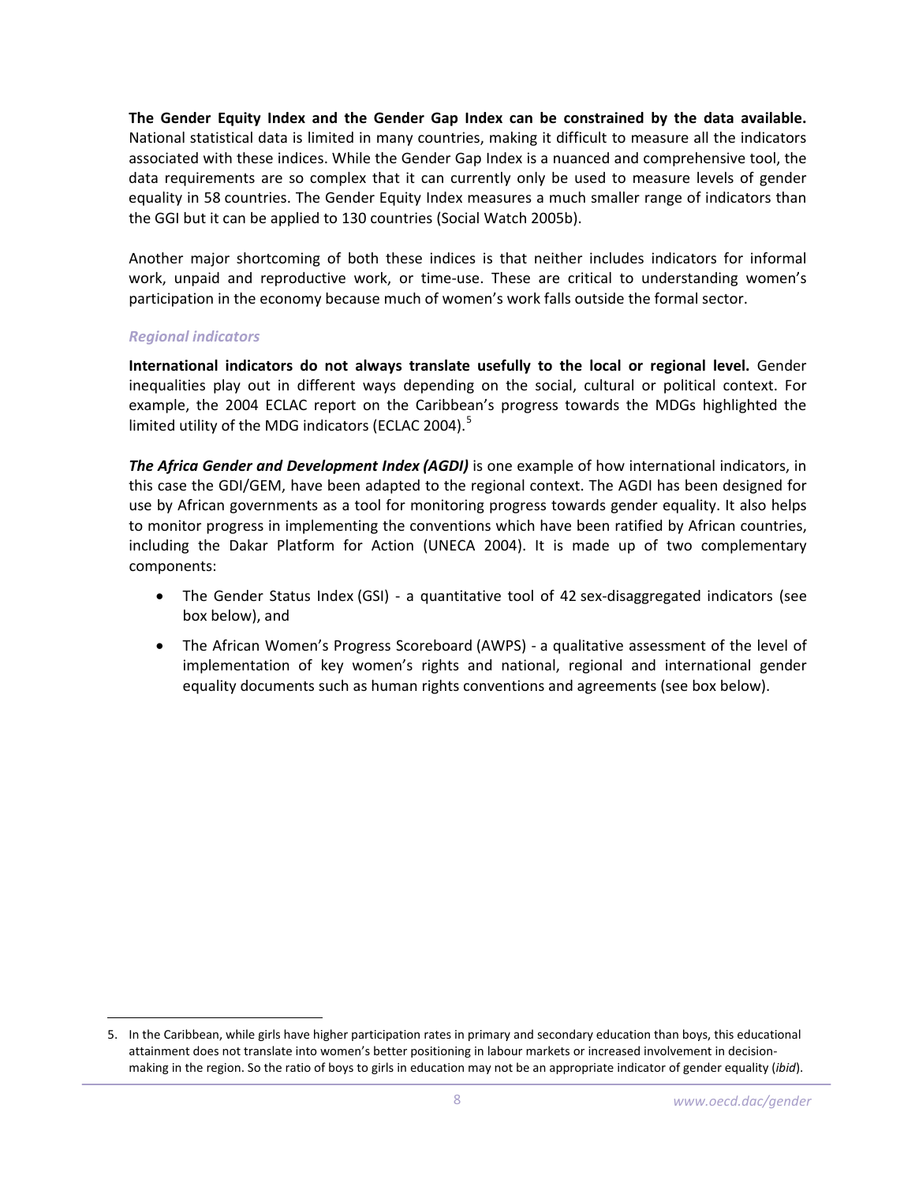**The Gender Equity Index and the Gender Gap Index can be constrained by the data available.** National statistical data is limited in many countries, making it difficult to measure all the indicators associated with these indices. While the Gender Gap Index is a nuanced and comprehensive tool, the data requirements are so complex that it can currently only be used to measure levels of gender equality in 58 countries. The Gender Equity Index measures a much smaller range of indicators than the GGI but it can be applied to 130 countries (Social Watch 2005b).

Another major shortcoming of both these indices is that neither includes indicators for informal work, unpaid and reproductive work, or time-use. These are critical to understanding women's participation in the economy because much of women's work falls outside the formal sector.

### *Regional indicators*

**International indicators do not always translate usefully to the local or regional level.** Gender inequalities play out in different ways depending on the social, cultural or political context. For example, the 2004 ECLAC report on the Caribbean's progress towards the MDGs highlighted the limited utility of the MDG indicators (ECLAC 2004).[5]

***The Africa Gender and Development Index (AGDI)*** is one example of how international indicators, in this case the GDI/GEM, have been adapted to the regional context. The AGDI has been designed for use by African governments as a tool for monitoring progress towards gender equality. It also helps to monitor progress in implementing the conventions which have been ratified by African countries, including the Dakar Platform for Action (UNECA 2004). It is made up of two complementary components:

- The Gender Status Index (GSI) - a quantitative tool of 42 sex-disaggregated indicators (see box below), and
- The African Women's Progress Scoreboard (AWPS) - a qualitative assessment of the level of implementation of key women's rights and national, regional and international gender equality documents such as human rights conventions and agreements (see box below).

---

5. In the Caribbean, while girls have higher participation rates in primary and secondary education than boys, this educational attainment does not translate into women's better positioning in labour markets or increased involvement in decision-making in the region. So the ratio of boys to girls in education may not be an appropriate indicator of gender equality (*ibid*).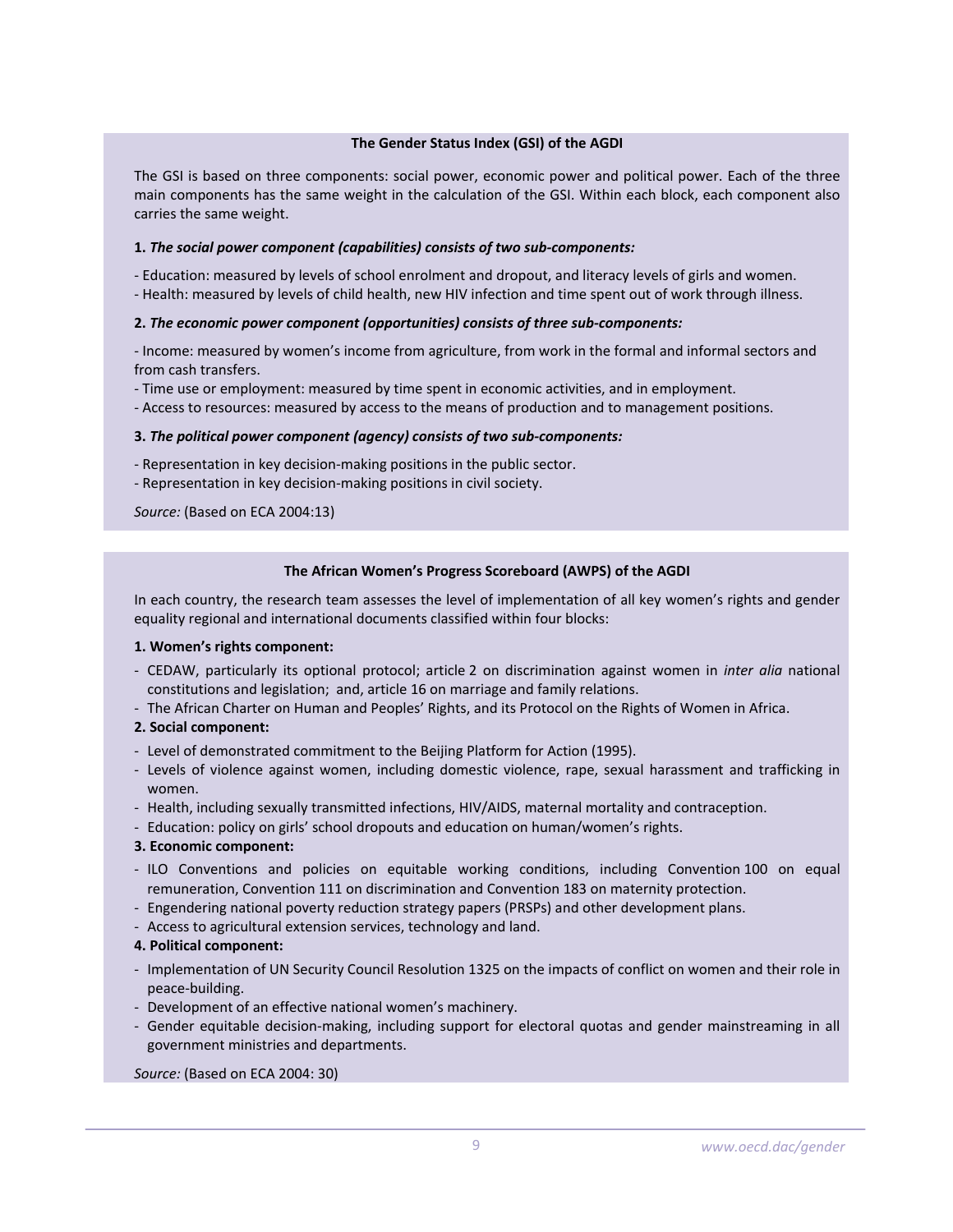### The Gender Status Index (GSI) of the AGDI

The GSI is based on three components: social power, economic power and political power. Each of the three main components has the same weight in the calculation of the GSI. Within each block, each component also carries the same weight.

**1.** ***The social power component (capabilities) consists of two sub-components:***

- Education: measured by levels of school enrolment and dropout, and literacy levels of girls and women.
- Health: measured by levels of child health, new HIV infection and time spent out of work through illness.

**2.** ***The economic power component (opportunities) consists of three sub-components:***

- Income: measured by women's income from agriculture, from work in the formal and informal sectors and from cash transfers.
- Time use or employment: measured by time spent in economic activities, and in employment.
- Access to resources: measured by access to the means of production and to management positions.

**3.** ***The political power component (agency) consists of two sub-components:***

- Representation in key decision-making positions in the public sector.
- Representation in key decision-making positions in civil society.

*Source:* (Based on ECA 2004:13)

### The African Women's Progress Scoreboard (AWPS) of the AGDI

In each country, the research team assesses the level of implementation of all key women's rights and gender equality regional and international documents classified within four blocks:

**1. Women's rights component:**

- CEDAW, particularly its optional protocol; article 2 on discrimination against women in *inter alia* national constitutions and legislation; and, article 16 on marriage and family relations.
- The African Charter on Human and Peoples' Rights, and its Protocol on the Rights of Women in Africa.

**2. Social component:**

- Level of demonstrated commitment to the Beijing Platform for Action (1995).
- Levels of violence against women, including domestic violence, rape, sexual harassment and trafficking in women.
- Health, including sexually transmitted infections, HIV/AIDS, maternal mortality and contraception.
- Education: policy on girls' school dropouts and education on human/women's rights.

**3. Economic component:**

- ILO Conventions and policies on equitable working conditions, including Convention 100 on equal remuneration, Convention 111 on discrimination and Convention 183 on maternity protection.
- Engendering national poverty reduction strategy papers (PRSPs) and other development plans.
- Access to agricultural extension services, technology and land.

**4. Political component:**

- Implementation of UN Security Council Resolution 1325 on the impacts of conflict on women and their role in peace-building.
- Development of an effective national women's machinery.
- Gender equitable decision-making, including support for electoral quotas and gender mainstreaming in all government ministries and departments.

*Source:* (Based on ECA 2004: 30)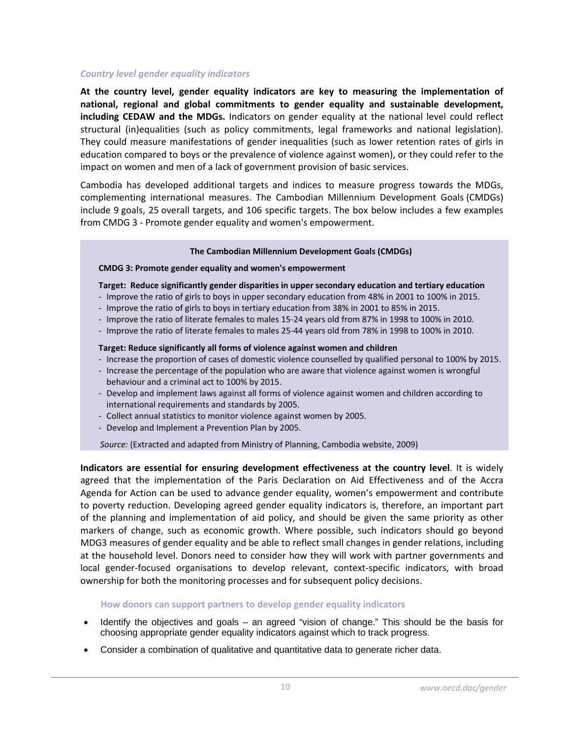### *Country level gender equality indicators*

**At the country level, gender equality indicators are key to measuring the implementation of national, regional and global commitments to gender equality and sustainable development, including CEDAW and the MDGs.** Indicators on gender equality at the national level could reflect structural (in)equalities (such as policy commitments, legal frameworks and national legislation). They could measure manifestations of gender inequalities (such as lower retention rates of girls in education compared to boys or the prevalence of violence against women), or they could refer to the impact on women and men of a lack of government provision of basic services.

Cambodia has developed additional targets and indices to measure progress towards the MDGs, complementing international measures. The Cambodian Millennium Development Goals (CMDGs) include 9 goals, 25 overall targets, and 106 specific targets. The box below includes a few examples from CMDG 3 - Promote gender equality and women's empowerment.

**The Cambodian Millennium Development Goals (CMDGs)**

**CMDG 3: Promote gender equality and women's empowerment**

**Target: Reduce significantly gender disparities in upper secondary education and tertiary education**

- Improve the ratio of girls to boys in upper secondary education from 48% in 2001 to 100% in 2015.
- Improve the ratio of girls to boys in tertiary education from 38% in 2001 to 85% in 2015.
- Improve the ratio of literate females to males 15-24 years old from 87% in 1998 to 100% in 2010.
- Improve the ratio of literate females to males 25-44 years old from 78% in 1998 to 100% in 2010.

**Target: Reduce significantly all forms of violence against women and children**

- Increase the proportion of cases of domestic violence counselled by qualified personal to 100% by 2015.
- Increase the percentage of the population who are aware that violence against women is wrongful behaviour and a criminal act to 100% by 2015.
- Develop and implement laws against all forms of violence against women and children according to international requirements and standards by 2005.
- Collect annual statistics to monitor violence against women by 2005.
- Develop and Implement a Prevention Plan by 2005.

*Source:* (Extracted and adapted from Ministry of Planning, Cambodia website, 2009)

**Indicators are essential for ensuring development effectiveness at the country level**. It is widely agreed that the implementation of the Paris Declaration on Aid Effectiveness and of the Accra Agenda for Action can be used to advance gender equality, women's empowerment and contribute to poverty reduction. Developing agreed gender equality indicators is, therefore, an important part of the planning and implementation of aid policy, and should be given the same priority as other markers of change, such as economic growth. Where possible, such indicators should go beyond MDG3 measures of gender equality and be able to reflect small changes in gender relations, including at the household level. Donors need to consider how they will work with partner governments and local gender-focused organisations to develop relevant, context-specific indicators, with broad ownership for both the monitoring processes and for subsequent policy decisions.

**How donors can support partners to develop gender equality indicators**

- Identify the objectives and goals – an agreed "vision of change." This should be the basis for choosing appropriate gender equality indicators against which to track progress.
- Consider a combination of qualitative and quantitative data to generate richer data.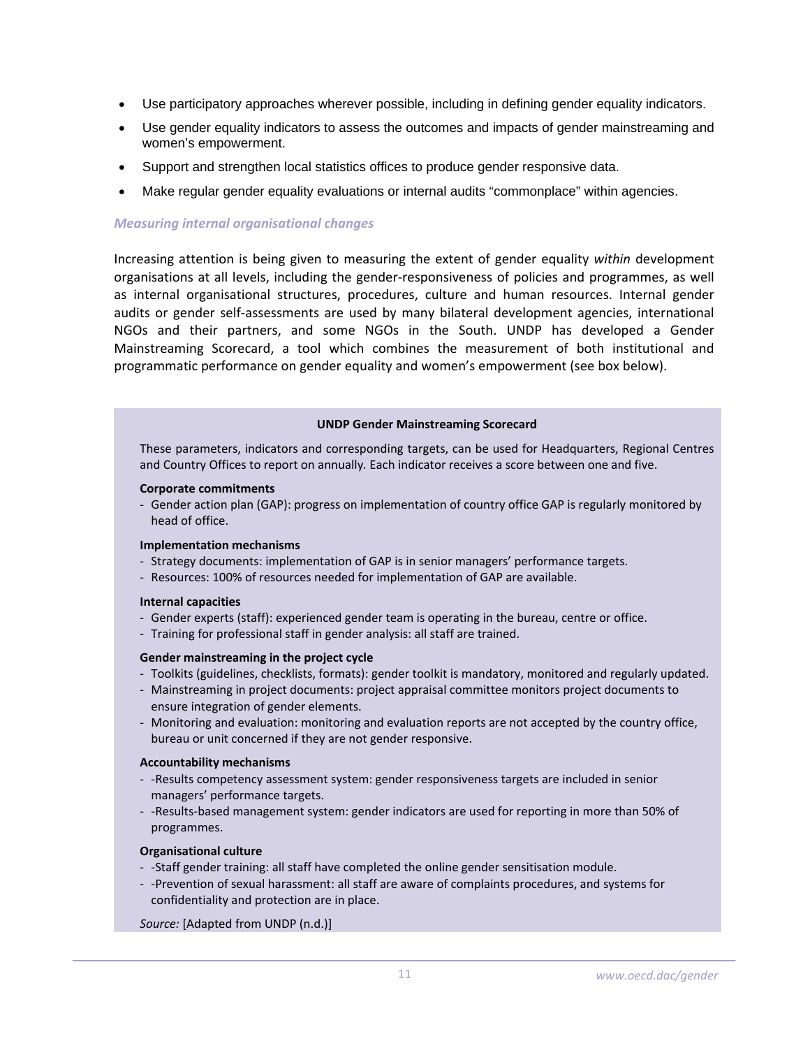- Use participatory approaches wherever possible, including in defining gender equality indicators.
- Use gender equality indicators to assess the outcomes and impacts of gender mainstreaming and women's empowerment.
- Support and strengthen local statistics offices to produce gender responsive data.
- Make regular gender equality evaluations or internal audits "commonplace" within agencies.

### *Measuring internal organisational changes*

Increasing attention is being given to measuring the extent of gender equality *within* development organisations at all levels, including the gender-responsiveness of policies and programmes, as well as internal organisational structures, procedures, culture and human resources. Internal gender audits or gender self-assessments are used by many bilateral development agencies, international NGOs and their partners, and some NGOs in the South. UNDP has developed a Gender Mainstreaming Scorecard, a tool which combines the measurement of both institutional and programmatic performance on gender equality and women's empowerment (see box below).

**UNDP Gender Mainstreaming Scorecard**

These parameters, indicators and corresponding targets, can be used for Headquarters, Regional Centres and Country Offices to report on annually. Each indicator receives a score between one and five.

**Corporate commitments**

- Gender action plan (GAP): progress on implementation of country office GAP is regularly monitored by head of office.

**Implementation mechanisms**

- Strategy documents: implementation of GAP is in senior managers' performance targets.
- Resources: 100% of resources needed for implementation of GAP are available.

**Internal capacities**

- Gender experts (staff): experienced gender team is operating in the bureau, centre or office.
- Training for professional staff in gender analysis: all staff are trained.

**Gender mainstreaming in the project cycle**

- Toolkits (guidelines, checklists, formats): gender toolkit is mandatory, monitored and regularly updated.
- Mainstreaming in project documents: project appraisal committee monitors project documents to ensure integration of gender elements.
- Monitoring and evaluation: monitoring and evaluation reports are not accepted by the country office, bureau or unit concerned if they are not gender responsive.

**Accountability mechanisms**

- -Results competency assessment system: gender responsiveness targets are included in senior managers' performance targets.
- -Results-based management system: gender indicators are used for reporting in more than 50% of programmes.

**Organisational culture**

- -Staff gender training: all staff have completed the online gender sensitisation module.
- -Prevention of sexual harassment: all staff are aware of complaints procedures, and systems for confidentiality and protection are in place.

*Source:* [Adapted from UNDP (n.d.)]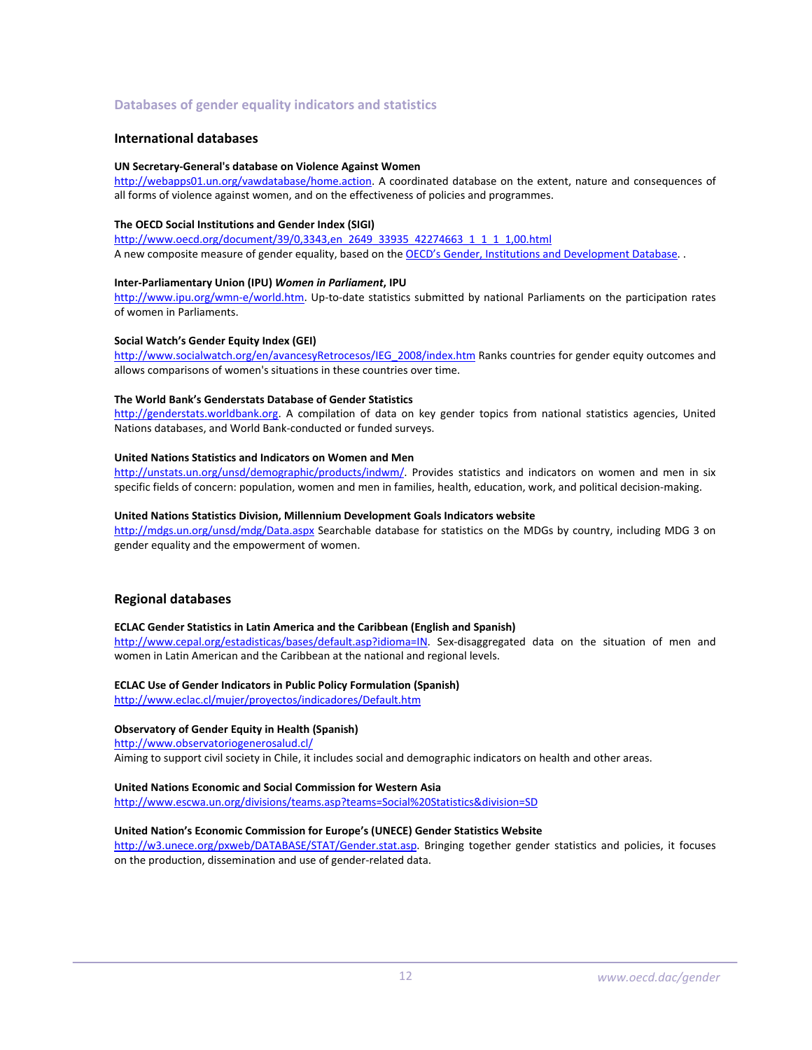## Databases of gender equality indicators and statistics

### International databases

**UN Secretary-General's database on Violence Against Women**
http://webapps01.un.org/vawdatabase/home.action. A coordinated database on the extent, nature and consequences of all forms of violence against women, and on the effectiveness of policies and programmes.

**The OECD Social Institutions and Gender Index (SIGI)**
http://www.oecd.org/document/39/0,3343,en_2649_33935_42274663_1_1_1_1,00.html
A new composite measure of gender equality, based on the OECD's Gender, Institutions and Development Database. .

**Inter-Parliamentary Union (IPU) *Women in Parliament*, IPU**
http://www.ipu.org/wmn-e/world.htm. Up-to-date statistics submitted by national Parliaments on the participation rates of women in Parliaments.

**Social Watch's Gender Equity Index (GEI)**
http://www.socialwatch.org/en/avancesyRetrocesos/IEG_2008/index.htm Ranks countries for gender equity outcomes and allows comparisons of women's situations in these countries over time.

**The World Bank's Genderstats Database of Gender Statistics**
http://genderstats.worldbank.org. A compilation of data on key gender topics from national statistics agencies, United Nations databases, and World Bank-conducted or funded surveys.

**United Nations Statistics and Indicators on Women and Men**
http://unstats.un.org/unsd/demographic/products/indwm/. Provides statistics and indicators on women and men in six specific fields of concern: population, women and men in families, health, education, work, and political decision-making.

**United Nations Statistics Division, Millennium Development Goals Indicators website**
http://mdgs.un.org/unsd/mdg/Data.aspx Searchable database for statistics on the MDGs by country, including MDG 3 on gender equality and the empowerment of women.

### Regional databases

**ECLAC Gender Statistics in Latin America and the Caribbean (English and Spanish)**
http://www.cepal.org/estadisticas/bases/default.asp?idioma=IN. Sex-disaggregated data on the situation of men and women in Latin American and the Caribbean at the national and regional levels.

**ECLAC Use of Gender Indicators in Public Policy Formulation (Spanish)**
http://www.eclac.cl/mujer/proyectos/indicadores/Default.htm

**Observatory of Gender Equity in Health (Spanish)**
http://www.observatoriogenerosalud.cl/
Aiming to support civil society in Chile, it includes social and demographic indicators on health and other areas.

**United Nations Economic and Social Commission for Western Asia**
http://www.escwa.un.org/divisions/teams.asp?teams=Social%20Statistics&division=SD

**United Nation's Economic Commission for Europe's (UNECE) Gender Statistics Website**
http://w3.unece.org/pxweb/DATABASE/STAT/Gender.stat.asp. Bringing together gender statistics and policies, it focuses on the production, dissemination and use of gender-related data.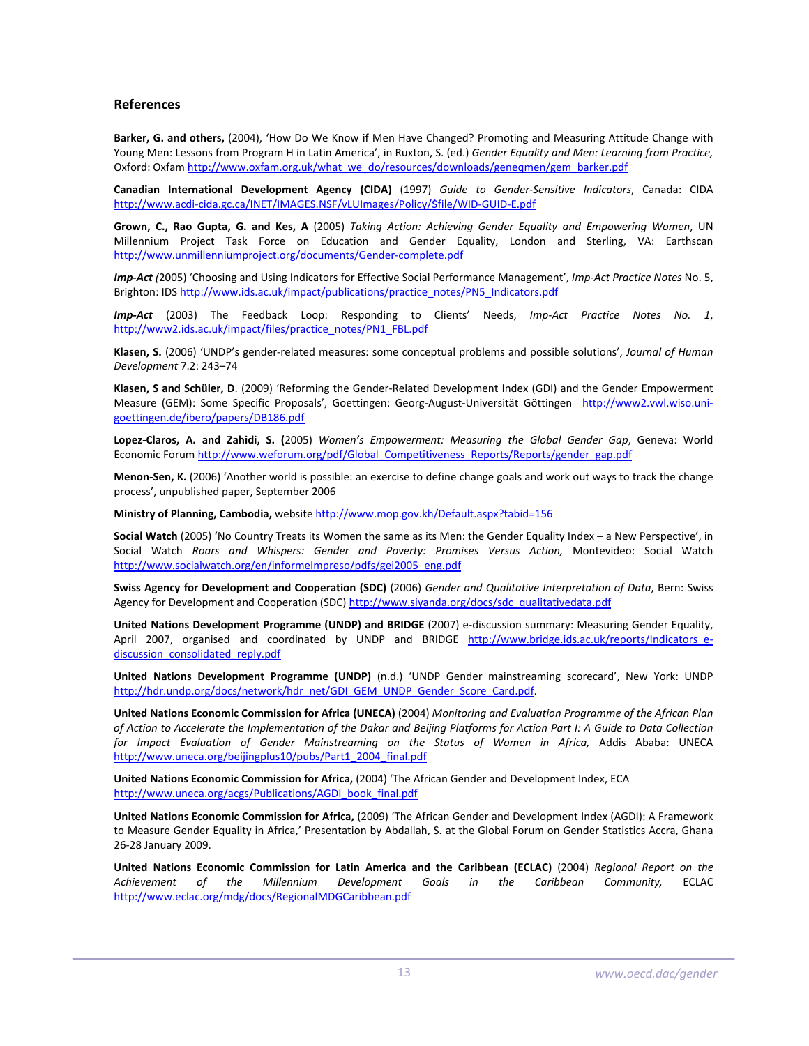## References

**Barker, G. and others,** (2004), 'How Do We Know if Men Have Changed? Promoting and Measuring Attitude Change with Young Men: Lessons from Program H in Latin America', in Ruxton, S. (ed.) *Gender Equality and Men: Learning from Practice,* Oxford: Oxfam http://www.oxfam.org.uk/what_we_do/resources/downloads/geneqmen/gem_barker.pdf

**Canadian International Development Agency (CIDA)** (1997) *Guide to Gender-Sensitive Indicators*, Canada: CIDA http://www.acdi-cida.gc.ca/INET/IMAGES.NSF/vLUImages/Policy/$file/WID-GUID-E.pdf

**Grown, C., Rao Gupta, G. and Kes, A** (2005) *Taking Action: Achieving Gender Equality and Empowering Women*, UN Millennium Project Task Force on Education and Gender Equality, London and Sterling, VA: Earthscan http://www.unmillenniumproject.org/documents/Gender-complete.pdf

***Imp-Act*** (2005) 'Choosing and Using Indicators for Effective Social Performance Management', *Imp-Act Practice Notes* No. 5, Brighton: IDS http://www.ids.ac.uk/impact/publications/practice_notes/PN5_Indicators.pdf

***Imp-Act*** (2003) The Feedback Loop: Responding to Clients' Needs, *Imp-Act Practice Notes No. 1*, http://www2.ids.ac.uk/impact/files/practice_notes/PN1_FBL.pdf

**Klasen, S.** (2006) 'UNDP's gender-related measures: some conceptual problems and possible solutions', *Journal of Human Development* 7.2: 243–74

**Klasen, S and Schüler, D**. (2009) 'Reforming the Gender-Related Development Index (GDI) and the Gender Empowerment Measure (GEM): Some Specific Proposals', Goettingen: Georg-August-Universität Göttingen http://www2.vwl.wiso.uni-goettingen.de/ibero/papers/DB186.pdf

**Lopez-Claros, A. and Zahidi, S. (**2005) *Women's Empowerment: Measuring the Global Gender Gap*, Geneva: World Economic Forum http://www.weforum.org/pdf/Global_Competitiveness_Reports/Reports/gender_gap.pdf

**Menon-Sen, K.** (2006) 'Another world is possible: an exercise to define change goals and work out ways to track the change process', unpublished paper, September 2006

**Ministry of Planning, Cambodia,** website http://www.mop.gov.kh/Default.aspx?tabid=156

**Social Watch** (2005) 'No Country Treats its Women the same as its Men: the Gender Equality Index – a New Perspective', in Social Watch *Roars and Whispers: Gender and Poverty: Promises Versus Action,* Montevideo: Social Watch http://www.socialwatch.org/en/informeImpreso/pdfs/gei2005_eng.pdf

**Swiss Agency for Development and Cooperation (SDC)** (2006) *Gender and Qualitative Interpretation of Data*, Bern: Swiss Agency for Development and Cooperation (SDC) http://www.siyanda.org/docs/sdc_qualitativedata.pdf

**United Nations Development Programme (UNDP) and BRIDGE** (2007) e-discussion summary: Measuring Gender Equality, April 2007, organised and coordinated by UNDP and BRIDGE http://www.bridge.ids.ac.uk/reports/Indicators_e-discussion_consolidated_reply.pdf

**United Nations Development Programme (UNDP)** (n.d.) 'UNDP Gender mainstreaming scorecard', New York: UNDP http://hdr.undp.org/docs/network/hdr_net/GDI_GEM_UNDP_Gender_Score_Card.pdf.

**United Nations Economic Commission for Africa (UNECA)** (2004) *Monitoring and Evaluation Programme of the African Plan of Action to Accelerate the Implementation of the Dakar and Beijing Platforms for Action Part I: A Guide to Data Collection for Impact Evaluation of Gender Mainstreaming on the Status of Women in Africa,* Addis Ababa: UNECA http://www.uneca.org/beijingplus10/pubs/Part1_2004_final.pdf

**United Nations Economic Commission for Africa,** (2004) 'The African Gender and Development Index, ECA http://www.uneca.org/acgs/Publications/AGDI_book_final.pdf

**United Nations Economic Commission for Africa,** (2009) 'The African Gender and Development Index (AGDI): A Framework to Measure Gender Equality in Africa,' Presentation by Abdallah, S. at the Global Forum on Gender Statistics Accra, Ghana 26-28 January 2009.

**United Nations Economic Commission for Latin America and the Caribbean (ECLAC)** (2004) *Regional Report on the Achievement of the Millennium Development Goals in the Caribbean Community,* ECLAC http://www.eclac.org/mdg/docs/RegionalMDGCaribbean.pdf